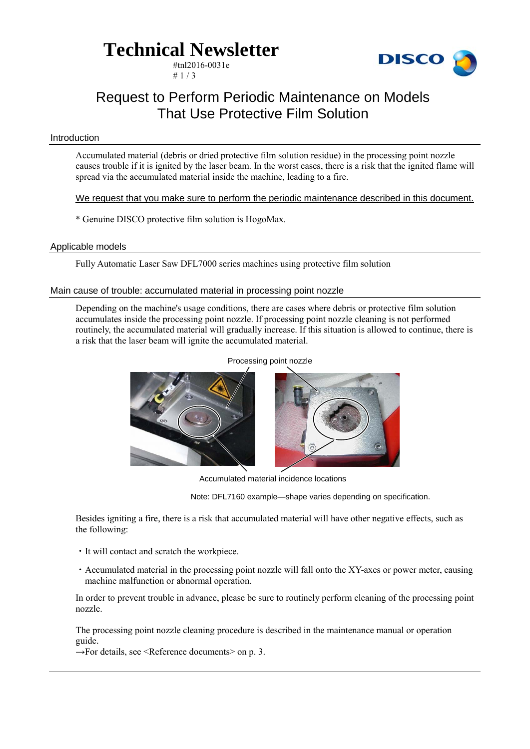# Technical Newsletter

#tnl2016-0031e

## Request to Perform Periodic Maintenance on Models That Use Protective Film Solution

### Introduction

Accumulated material (debris or dried protective film solution residue) in the processing point nozzle causes trouble if it is ignited by the laser beam. In the worst cases, there is a risk that the ignited flame will spread via the accumulated material inside the machine, leading to a fire.

<u>We request that you make sure to perform the periodic maintenance described in this document.</u>

* Genuine DISCO protective film solution is HogoMax.

### Applicable models

Fully Automatic Laser Saw DFL7000 series machines using protective film solution

### Main cause of trouble: accumulated material in processing point nozzle

Depending on the machine's usage conditions, there are cases where debris or protective film solution accumulates inside the processing point nozzle. If processing point nozzle cleaning is not performed routinely, the accumulated material will gradually increase. If this situation is allowed to continue, there is a risk that the laser beam will ignite the accumulated material.

Processing point nozzle

Accumulated material incidence locations

Note: DFL7160 example—shape varies depending on specification.

Besides igniting a fire, there is a risk that accumulated material will have other negative effects, such as the following:

- It will contact and scratch the workpiece.
- Accumulated material in the processing point nozzle will fall onto the XY-axes or power meter, causing machine malfunction or abnormal operation.

In order to prevent trouble in advance, please be sure to routinely perform cleaning of the processing point nozzle.

The processing point nozzle cleaning procedure is described in the maintenance manual or operation guide.
→For details, see <Reference documents> on p. 3.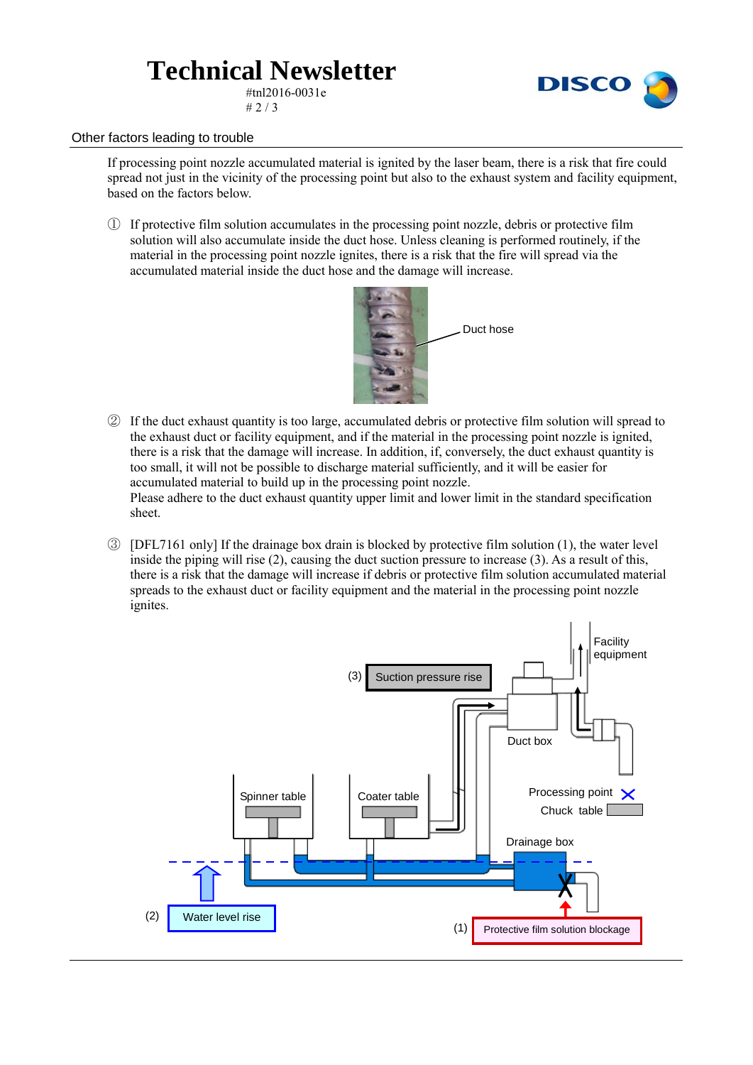## Other factors leading to trouble

If processing point nozzle accumulated material is ignited by the laser beam, there is a risk that fire could spread not just in the vicinity of the processing point but also to the exhaust system and facility equipment, based on the factors below.

① If protective film solution accumulates in the processing point nozzle, debris or protective film solution will also accumulate inside the duct hose. Unless cleaning is performed routinely, if the material in the processing point nozzle ignites, there is a risk that the fire will spread via the accumulated material inside the duct hose and the damage will increase.

Duct hose

② If the duct exhaust quantity is too large, accumulated debris or protective film solution will spread to the exhaust duct or facility equipment, and if the material in the processing point nozzle is ignited, there is a risk that the damage will increase. In addition, if, conversely, the duct exhaust quantity is too small, it will not be possible to discharge material sufficiently, and it will be easier for accumulated material to build up in the processing point nozzle.
Please adhere to the duct exhaust quantity upper limit and lower limit in the standard specification sheet.

③ [DFL7161 only] If the drainage box drain is blocked by protective film solution (1), the water level inside the piping will rise (2), causing the duct suction pressure to increase (3). As a result of this, there is a risk that the damage will increase if debris or protective film solution accumulated material spreads to the exhaust duct or facility equipment and the material in the processing point nozzle ignites.

(3) Suction pressure rise

Facility equipment

Duct box

Spinner table

Coater table

Processing point

Chuck table

Drainage box

(2) Water level rise

(1) Protective film solution blockage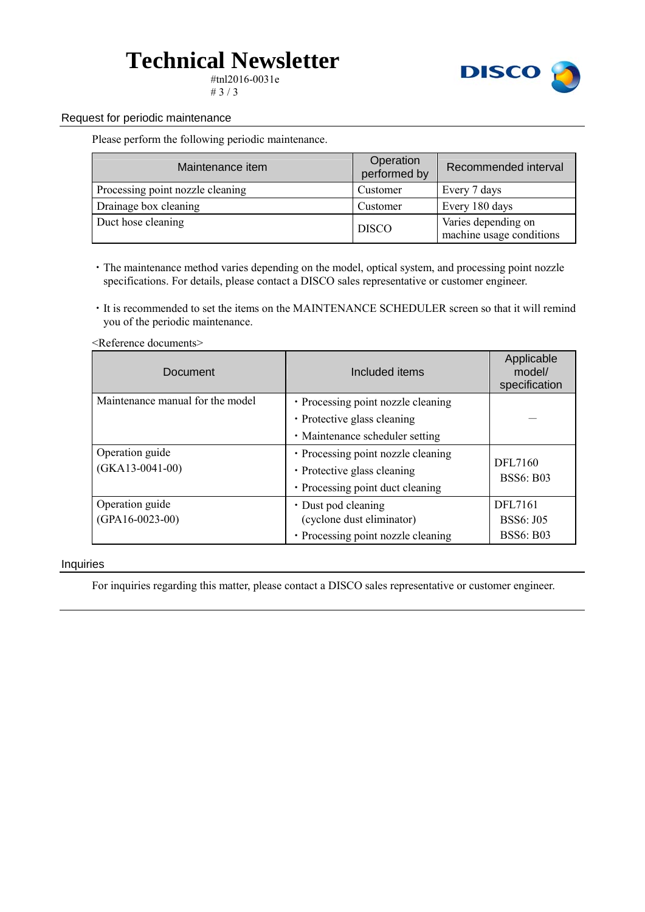## Request for periodic maintenance

Please perform the following periodic maintenance.

| Maintenance item | Operation performed by | Recommended interval |
| --- | --- | --- |
| Processing point nozzle cleaning | Customer | Every 7 days |
| Drainage box cleaning | Customer | Every 180 days |
| Duct hose cleaning | DISCO | Varies depending on machine usage conditions |

・The maintenance method varies depending on the model, optical system, and processing point nozzle specifications. For details, please contact a DISCO sales representative or customer engineer.

・It is recommended to set the items on the MAINTENANCE SCHEDULER screen so that it will remind you of the periodic maintenance.

<Reference documents>

| Document | Included items | Applicable model/ specification |
| --- | --- | --- |
| Maintenance manual for the model | ・Processing point nozzle cleaning<br>・Protective glass cleaning<br>・Maintenance scheduler setting | — |
| Operation guide (GKA13-0041-00) | ・Processing point nozzle cleaning<br>・Protective glass cleaning<br>・Processing point duct cleaning | DFL7160<br>BSS6: B03 |
| Operation guide (GPA16-0023-00) | ・Dust pod cleaning (cyclone dust eliminator)<br>・Processing point nozzle cleaning | DFL7161<br>BSS6: J05<br>BSS6: B03 |

## Inquiries

For inquiries regarding this matter, please contact a DISCO sales representative or customer engineer.